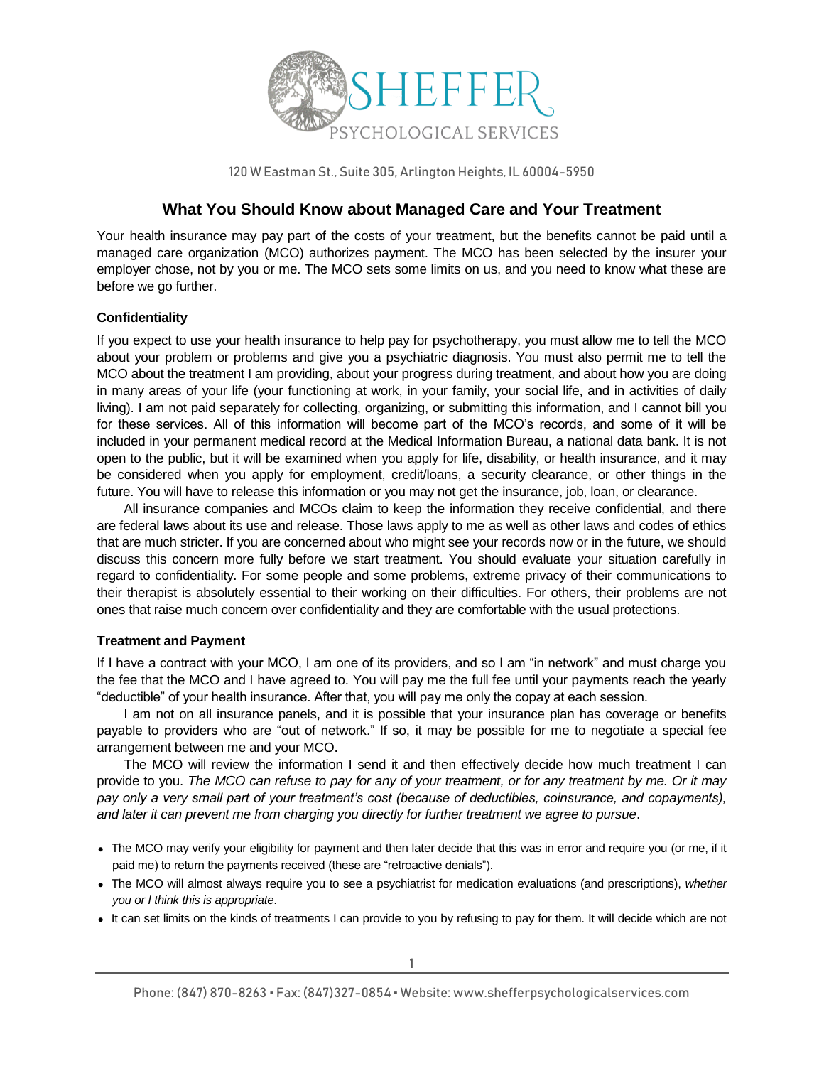# What You Should Know about Managed Care and Your Treatment

Your health insurance may pay part of the costs of your treatment, but the benefits cannot be paid until a managed care organization (MCO) authorizes payment. The MCO has been selected by the insurer your employer chose, not by you or me. The MCO sets some limits on us, and you need to know what these are before we go further.

### Confidentiality

If you expect to use your health insurance to help pay for psychotherapy, you must allow me to tell the MCO about your problem or problems and give you a psychiatric diagnosis. You must also permit me to tell the MCO about the treatment I am providing, about your progress during treatment, and about how you are doing in many areas of your life (your functioning at work, in your family, your social life, and in activities of daily living). I am not paid separately for collecting, organizing, or submitting this information, and I cannot bill you for these services. All of this information will become part of the MCO's records, and some of it will be included in your permanent medical record at the Medical Information Bureau, a national data bank. It is not open to the public, but it will be examined when you apply for life, disability, or health insurance, and it may be considered when you apply for employment, credit/loans, a security clearance, or other things in the future. You will have to release this information or you may not get the insurance, job, loan, or clearance.

All insurance companies and MCOs claim to keep the information they receive confidential, and there are federal laws about its use and release. Those laws apply to me as well as other laws and codes of ethics that are much stricter. If you are concerned about who might see your records now or in the future, we should discuss this concern more fully before we start treatment. You should evaluate your situation carefully in regard to confidentiality. For some people and some problems, extreme privacy of their communications to their therapist is absolutely essential to their working on their difficulties. For others, their problems are not ones that raise much concern over confidentiality and they are comfortable with the usual protections.

### Treatment and Payment

If I have a contract with your MCO, I am one of its providers, and so I am "in network" and must charge you the fee that the MCO and I have agreed to. You will pay me the full fee until your payments reach the yearly "deductible" of your health insurance. After that, you will pay me only the copay at each session.

I am not on all insurance panels, and it is possible that your insurance plan has coverage or benefits payable to providers who are "out of network." If so, it may be possible for me to negotiate a special fee arrangement between me and your MCO.

The MCO will review the information I send it and then effectively decide how much treatment I can provide to you. *The MCO can refuse to pay for any of your treatment, or for any treatment by me. Or it may pay only a very small part of your treatment's cost (because of deductibles, coinsurance, and copayments), and later it can prevent me from charging you directly for further treatment we agree to pursue*.

- The MCO may verify your eligibility for payment and then later decide that this was in error and require you (or me, if it paid me) to return the payments received (these are "retroactive denials").
- The MCO will almost always require you to see a psychiatrist for medication evaluations (and prescriptions), *whether you or I think this is appropriate*.
- It can set limits on the kinds of treatments I can provide to you by refusing to pay for them. It will decide which are not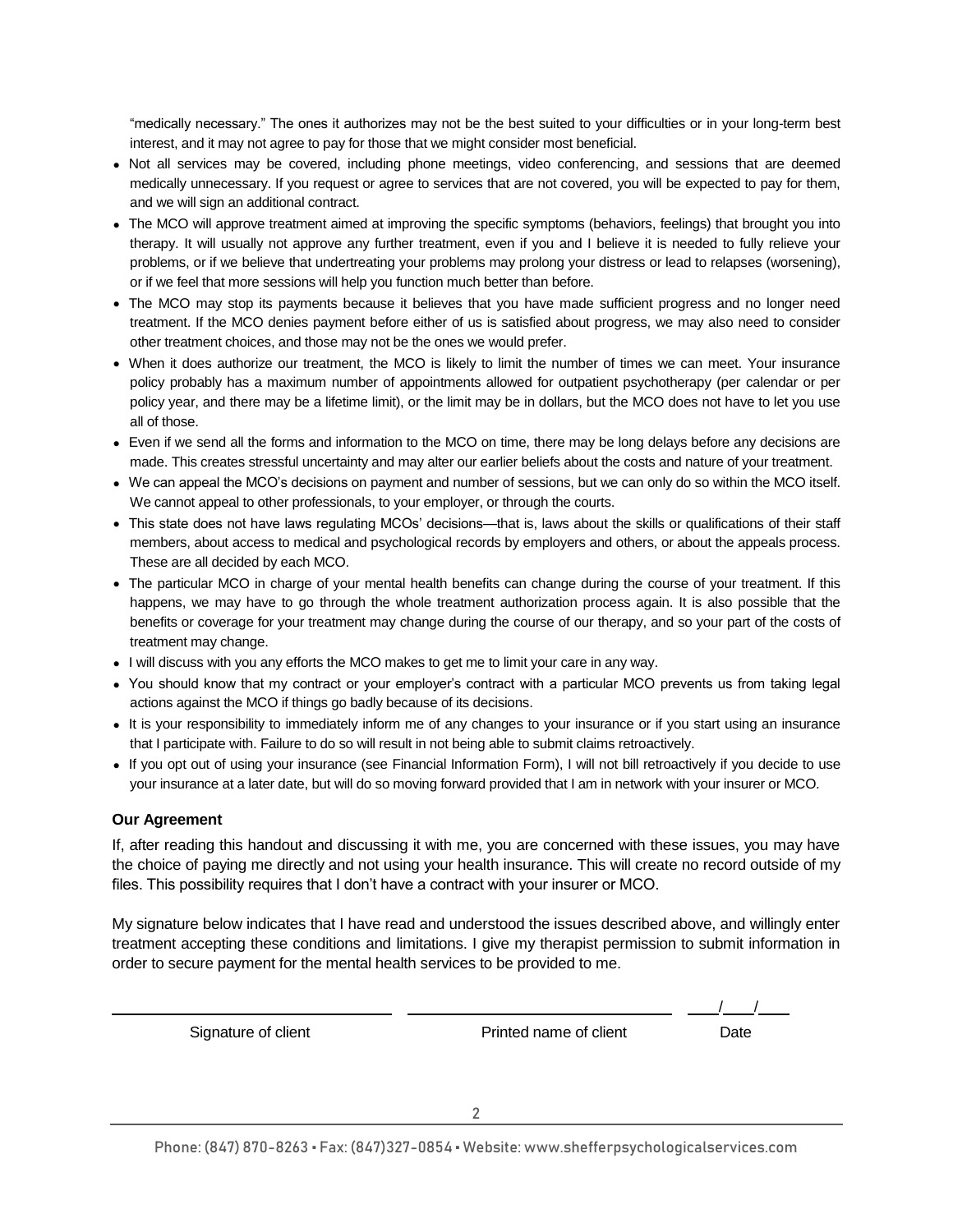"medically necessary." The ones it authorizes may not be the best suited to your difficulties or in your long-term best interest, and it may not agree to pay for those that we might consider most beneficial.

- Not all services may be covered, including phone meetings, video conferencing, and sessions that are deemed medically unnecessary. If you request or agree to services that are not covered, you will be expected to pay for them, and we will sign an additional contract.
- The MCO will approve treatment aimed at improving the specific symptoms (behaviors, feelings) that brought you into therapy. It will usually not approve any further treatment, even if you and I believe it is needed to fully relieve your problems, or if we believe that undertreating your problems may prolong your distress or lead to relapses (worsening), or if we feel that more sessions will help you function much better than before.
- The MCO may stop its payments because it believes that you have made sufficient progress and no longer need treatment. If the MCO denies payment before either of us is satisfied about progress, we may also need to consider other treatment choices, and those may not be the ones we would prefer.
- When it does authorize our treatment, the MCO is likely to limit the number of times we can meet. Your insurance policy probably has a maximum number of appointments allowed for outpatient psychotherapy (per calendar or per policy year, and there may be a lifetime limit), or the limit may be in dollars, but the MCO does not have to let you use all of those.
- Even if we send all the forms and information to the MCO on time, there may be long delays before any decisions are made. This creates stressful uncertainty and may alter our earlier beliefs about the costs and nature of your treatment.
- We can appeal the MCO's decisions on payment and number of sessions, but we can only do so within the MCO itself. We cannot appeal to other professionals, to your employer, or through the courts.
- This state does not have laws regulating MCOs' decisions—that is, laws about the skills or qualifications of their staff members, about access to medical and psychological records by employers and others, or about the appeals process. These are all decided by each MCO.
- The particular MCO in charge of your mental health benefits can change during the course of your treatment. If this happens, we may have to go through the whole treatment authorization process again. It is also possible that the benefits or coverage for your treatment may change during the course of our therapy, and so your part of the costs of treatment may change.
- I will discuss with you any efforts the MCO makes to get me to limit your care in any way.
- You should know that my contract or your employer's contract with a particular MCO prevents us from taking legal actions against the MCO if things go badly because of its decisions.
- It is your responsibility to immediately inform me of any changes to your insurance or if you start using an insurance that I participate with. Failure to do so will result in not being able to submit claims retroactively.
- If you opt out of using your insurance (see Financial Information Form), I will not bill retroactively if you decide to use your insurance at a later date, but will do so moving forward provided that I am in network with your insurer or MCO.

**Our Agreement**

If, after reading this handout and discussing it with me, you are concerned with these issues, you may have the choice of paying me directly and not using your health insurance. This will create no record outside of my files. This possibility requires that I don't have a contract with your insurer or MCO.

My signature below indicates that I have read and understood the issues described above, and willingly enter treatment accepting these conditions and limitations. I give my therapist permission to submit information in order to secure payment for the mental health services to be provided to me.

| | | |
|---|---|---|
| ______________________________ | ______________________________ | ____/____/____ |
| Signature of client | Printed name of client | Date |

Phone: (847) 870-8263 • Fax: (847)327-0854 • Website: www.shefferpsychologicalservices.com